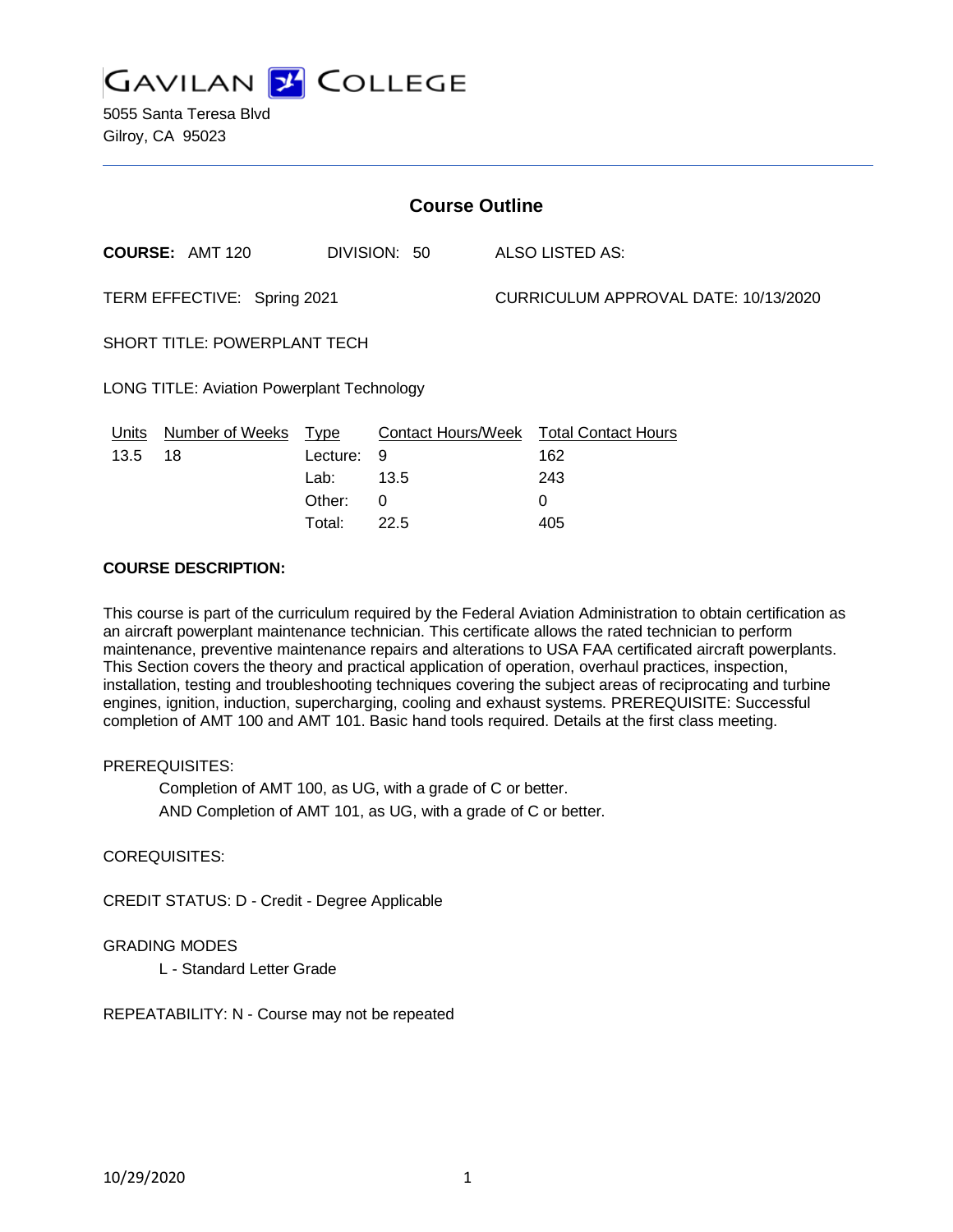# Gavilan College

5055 Santa Teresa Blvd
Gilroy, CA 95023

## Course Outline

**COURSE:** AMT 120 DIVISION: 50 ALSO LISTED AS:

TERM EFFECTIVE: Spring 2021 CURRICULUM APPROVAL DATE: 10/13/2020

SHORT TITLE: POWERPLANT TECH

LONG TITLE: Aviation Powerplant Technology

| Units | Number of Weeks | Type | Contact Hours/Week | Total Contact Hours |
|---|---|---|---|---|
| 13.5 | 18 | Lecture: | 9 | 162 |
| | | Lab: | 13.5 | 243 |
| | | Other: | 0 | 0 |
| | | Total: | 22.5 | 405 |

**COURSE DESCRIPTION:**

This course is part of the curriculum required by the Federal Aviation Administration to obtain certification as an aircraft powerplant maintenance technician. This certificate allows the rated technician to perform maintenance, preventive maintenance repairs and alterations to USA FAA certificated aircraft powerplants. This Section covers the theory and practical application of operation, overhaul practices, inspection, installation, testing and troubleshooting techniques covering the subject areas of reciprocating and turbine engines, ignition, induction, supercharging, cooling and exhaust systems. PREREQUISITE: Successful completion of AMT 100 and AMT 101. Basic hand tools required. Details at the first class meeting.

PREREQUISITES:

Completion of AMT 100, as UG, with a grade of C or better.
AND Completion of AMT 101, as UG, with a grade of C or better.

COREQUISITES:

CREDIT STATUS: D - Credit - Degree Applicable

GRADING MODES

L - Standard Letter Grade

REPEATABILITY: N - Course may not be repeated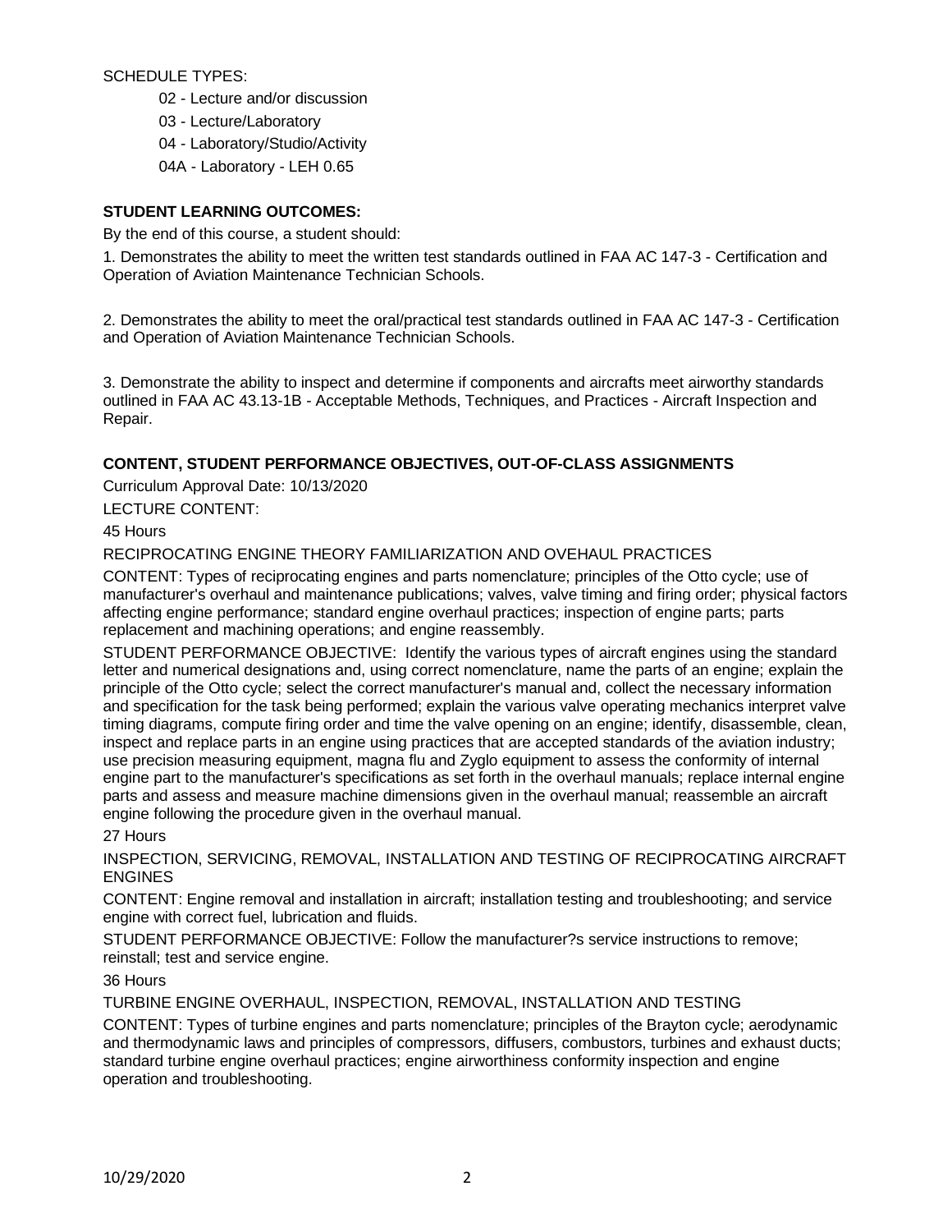SCHEDULE TYPES:

- 02 - Lecture and/or discussion
- 03 - Lecture/Laboratory
- 04 - Laboratory/Studio/Activity
- 04A - Laboratory - LEH 0.65

## STUDENT LEARNING OUTCOMES:

By the end of this course, a student should:

1. Demonstrates the ability to meet the written test standards outlined in FAA AC 147-3 - Certification and Operation of Aviation Maintenance Technician Schools.

2. Demonstrates the ability to meet the oral/practical test standards outlined in FAA AC 147-3 - Certification and Operation of Aviation Maintenance Technician Schools.

3. Demonstrate the ability to inspect and determine if components and aircrafts meet airworthy standards outlined in FAA AC 43.13-1B - Acceptable Methods, Techniques, and Practices - Aircraft Inspection and Repair.

## CONTENT, STUDENT PERFORMANCE OBJECTIVES, OUT-OF-CLASS ASSIGNMENTS

Curriculum Approval Date: 10/13/2020

LECTURE CONTENT:

45 Hours

RECIPROCATING ENGINE THEORY FAMILIARIZATION AND OVEHAUL PRACTICES

CONTENT: Types of reciprocating engines and parts nomenclature; principles of the Otto cycle; use of manufacturer's overhaul and maintenance publications; valves, valve timing and firing order; physical factors affecting engine performance; standard engine overhaul practices; inspection of engine parts; parts replacement and machining operations; and engine reassembly.

STUDENT PERFORMANCE OBJECTIVE: Identify the various types of aircraft engines using the standard letter and numerical designations and, using correct nomenclature, name the parts of an engine; explain the principle of the Otto cycle; select the correct manufacturer's manual and, collect the necessary information and specification for the task being performed; explain the various valve operating mechanics interpret valve timing diagrams, compute firing order and time the valve opening on an engine; identify, disassemble, clean, inspect and replace parts in an engine using practices that are accepted standards of the aviation industry; use precision measuring equipment, magna flu and Zyglo equipment to assess the conformity of internal engine part to the manufacturer's specifications as set forth in the overhaul manuals; replace internal engine parts and assess and measure machine dimensions given in the overhaul manual; reassemble an aircraft engine following the procedure given in the overhaul manual.

27 Hours

INSPECTION, SERVICING, REMOVAL, INSTALLATION AND TESTING OF RECIPROCATING AIRCRAFT ENGINES

CONTENT: Engine removal and installation in aircraft; installation testing and troubleshooting; and service engine with correct fuel, lubrication and fluids.

STUDENT PERFORMANCE OBJECTIVE: Follow the manufacturer?s service instructions to remove; reinstall; test and service engine.

36 Hours

TURBINE ENGINE OVERHAUL, INSPECTION, REMOVAL, INSTALLATION AND TESTING

CONTENT: Types of turbine engines and parts nomenclature; principles of the Brayton cycle; aerodynamic and thermodynamic laws and principles of compressors, diffusers, combustors, turbines and exhaust ducts; standard turbine engine overhaul practices; engine airworthiness conformity inspection and engine operation and troubleshooting.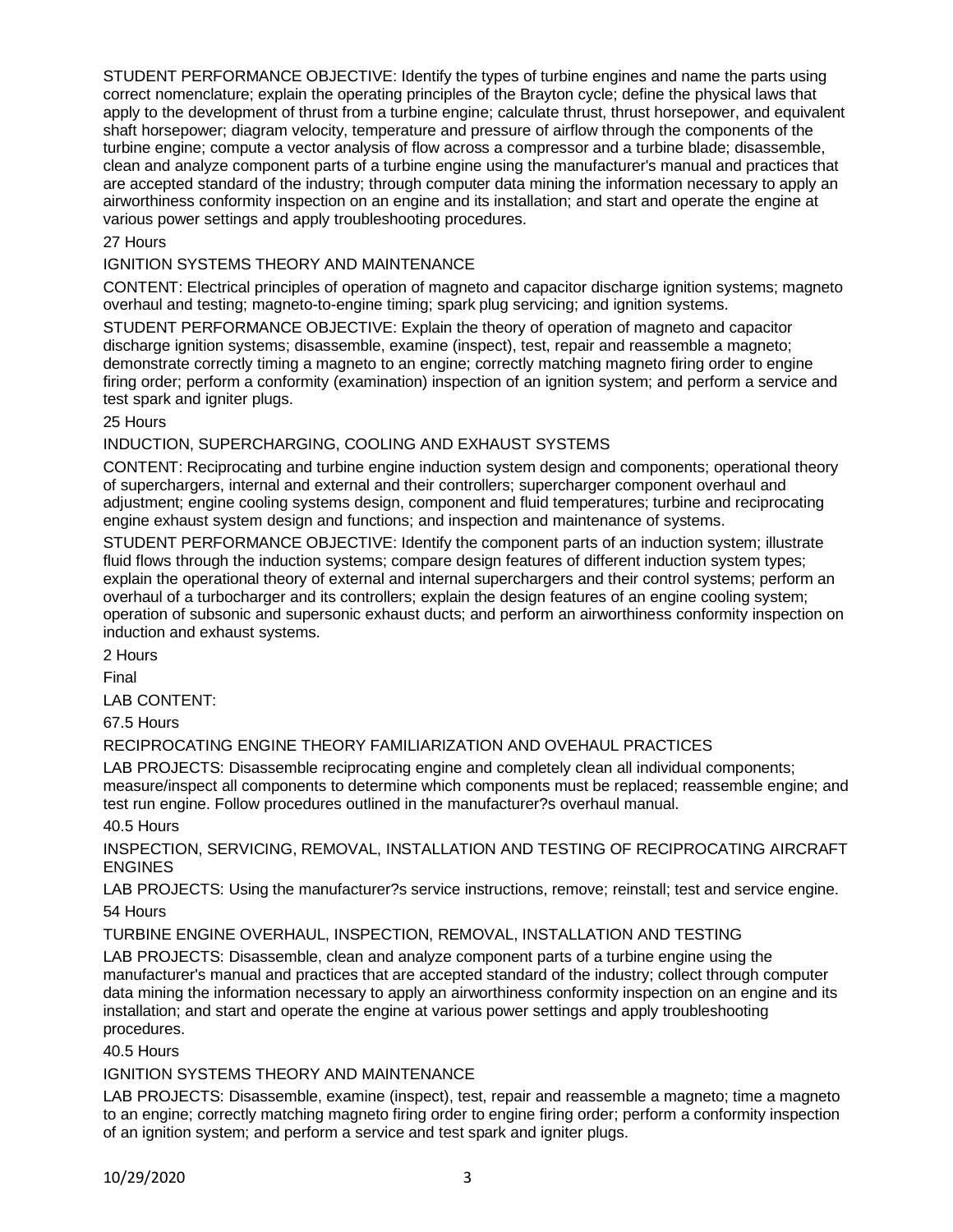STUDENT PERFORMANCE OBJECTIVE: Identify the types of turbine engines and name the parts using correct nomenclature; explain the operating principles of the Brayton cycle; define the physical laws that apply to the development of thrust from a turbine engine; calculate thrust, thrust horsepower, and equivalent shaft horsepower; diagram velocity, temperature and pressure of airflow through the components of the turbine engine; compute a vector analysis of flow across a compressor and a turbine blade; disassemble, clean and analyze component parts of a turbine engine using the manufacturer's manual and practices that are accepted standard of the industry; through computer data mining the information necessary to apply an airworthiness conformity inspection on an engine and its installation; and start and operate the engine at various power settings and apply troubleshooting procedures.

27 Hours

IGNITION SYSTEMS THEORY AND MAINTENANCE

CONTENT: Electrical principles of operation of magneto and capacitor discharge ignition systems; magneto overhaul and testing; magneto-to-engine timing; spark plug servicing; and ignition systems.

STUDENT PERFORMANCE OBJECTIVE: Explain the theory of operation of magneto and capacitor discharge ignition systems; disassemble, examine (inspect), test, repair and reassemble a magneto; demonstrate correctly timing a magneto to an engine; correctly matching magneto firing order to engine firing order; perform a conformity (examination) inspection of an ignition system; and perform a service and test spark and igniter plugs.

25 Hours

INDUCTION, SUPERCHARGING, COOLING AND EXHAUST SYSTEMS

CONTENT: Reciprocating and turbine engine induction system design and components; operational theory of superchargers, internal and external and their controllers; supercharger component overhaul and adjustment; engine cooling systems design, component and fluid temperatures; turbine and reciprocating engine exhaust system design and functions; and inspection and maintenance of systems.

STUDENT PERFORMANCE OBJECTIVE: Identify the component parts of an induction system; illustrate fluid flows through the induction systems; compare design features of different induction system types; explain the operational theory of external and internal superchargers and their control systems; perform an overhaul of a turbocharger and its controllers; explain the design features of an engine cooling system; operation of subsonic and supersonic exhaust ducts; and perform an airworthiness conformity inspection on induction and exhaust systems.

2 Hours

Final

LAB CONTENT:

67.5 Hours

RECIPROCATING ENGINE THEORY FAMILIARIZATION AND OVEHAUL PRACTICES

LAB PROJECTS: Disassemble reciprocating engine and completely clean all individual components; measure/inspect all components to determine which components must be replaced; reassemble engine; and test run engine. Follow procedures outlined in the manufacturer?s overhaul manual.

40.5 Hours

INSPECTION, SERVICING, REMOVAL, INSTALLATION AND TESTING OF RECIPROCATING AIRCRAFT ENGINES

LAB PROJECTS: Using the manufacturer?s service instructions, remove; reinstall; test and service engine.

54 Hours

TURBINE ENGINE OVERHAUL, INSPECTION, REMOVAL, INSTALLATION AND TESTING

LAB PROJECTS: Disassemble, clean and analyze component parts of a turbine engine using the manufacturer's manual and practices that are accepted standard of the industry; collect through computer data mining the information necessary to apply an airworthiness conformity inspection on an engine and its installation; and start and operate the engine at various power settings and apply troubleshooting procedures.

40.5 Hours

IGNITION SYSTEMS THEORY AND MAINTENANCE

LAB PROJECTS: Disassemble, examine (inspect), test, repair and reassemble a magneto; time a magneto to an engine; correctly matching magneto firing order to engine firing order; perform a conformity inspection of an ignition system; and perform a service and test spark and igniter plugs.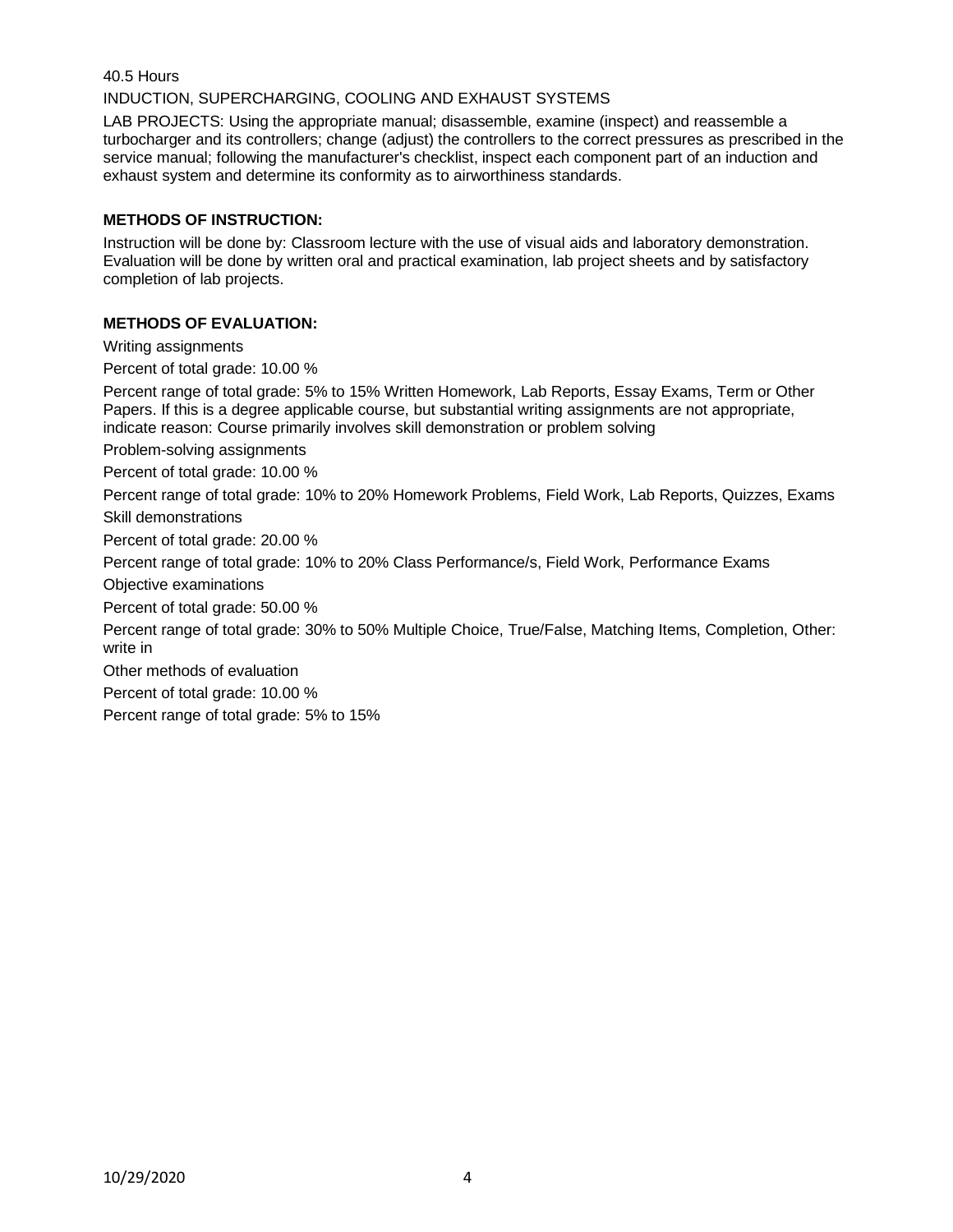40.5 Hours

INDUCTION, SUPERCHARGING, COOLING AND EXHAUST SYSTEMS

LAB PROJECTS: Using the appropriate manual; disassemble, examine (inspect) and reassemble a turbocharger and its controllers; change (adjust) the controllers to the correct pressures as prescribed in the service manual; following the manufacturer's checklist, inspect each component part of an induction and exhaust system and determine its conformity as to airworthiness standards.

**METHODS OF INSTRUCTION:**

Instruction will be done by: Classroom lecture with the use of visual aids and laboratory demonstration. Evaluation will be done by written oral and practical examination, lab project sheets and by satisfactory completion of lab projects.

**METHODS OF EVALUATION:**

Writing assignments

Percent of total grade: 10.00 %

Percent range of total grade: 5% to 15% Written Homework, Lab Reports, Essay Exams, Term or Other Papers. If this is a degree applicable course, but substantial writing assignments are not appropriate, indicate reason: Course primarily involves skill demonstration or problem solving

Problem-solving assignments

Percent of total grade: 10.00 %

Percent range of total grade: 10% to 20% Homework Problems, Field Work, Lab Reports, Quizzes, Exams

Skill demonstrations

Percent of total grade: 20.00 %

Percent range of total grade: 10% to 20% Class Performance/s, Field Work, Performance Exams

Objective examinations

Percent of total grade: 50.00 %

Percent range of total grade: 30% to 50% Multiple Choice, True/False, Matching Items, Completion, Other: write in

Other methods of evaluation

Percent of total grade: 10.00 %

Percent range of total grade: 5% to 15%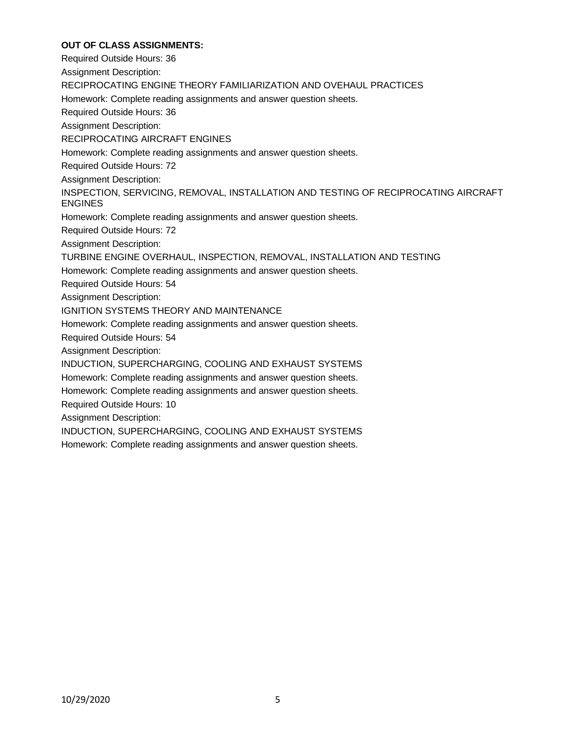**OUT OF CLASS ASSIGNMENTS:**

Required Outside Hours: 36

Assignment Description:

RECIPROCATING ENGINE THEORY FAMILIARIZATION AND OVEHAUL PRACTICES

Homework: Complete reading assignments and answer question sheets.

Required Outside Hours: 36

Assignment Description:

RECIPROCATING AIRCRAFT ENGINES

Homework: Complete reading assignments and answer question sheets.

Required Outside Hours: 72

Assignment Description:

INSPECTION, SERVICING, REMOVAL, INSTALLATION AND TESTING OF RECIPROCATING AIRCRAFT ENGINES

Homework: Complete reading assignments and answer question sheets.

Required Outside Hours: 72

Assignment Description:

TURBINE ENGINE OVERHAUL, INSPECTION, REMOVAL, INSTALLATION AND TESTING

Homework: Complete reading assignments and answer question sheets.

Required Outside Hours: 54

Assignment Description:

IGNITION SYSTEMS THEORY AND MAINTENANCE

Homework: Complete reading assignments and answer question sheets.

Required Outside Hours: 54

Assignment Description:

INDUCTION, SUPERCHARGING, COOLING AND EXHAUST SYSTEMS

Homework: Complete reading assignments and answer question sheets.

Homework: Complete reading assignments and answer question sheets.

Required Outside Hours: 10

Assignment Description:

INDUCTION, SUPERCHARGING, COOLING AND EXHAUST SYSTEMS

Homework: Complete reading assignments and answer question sheets.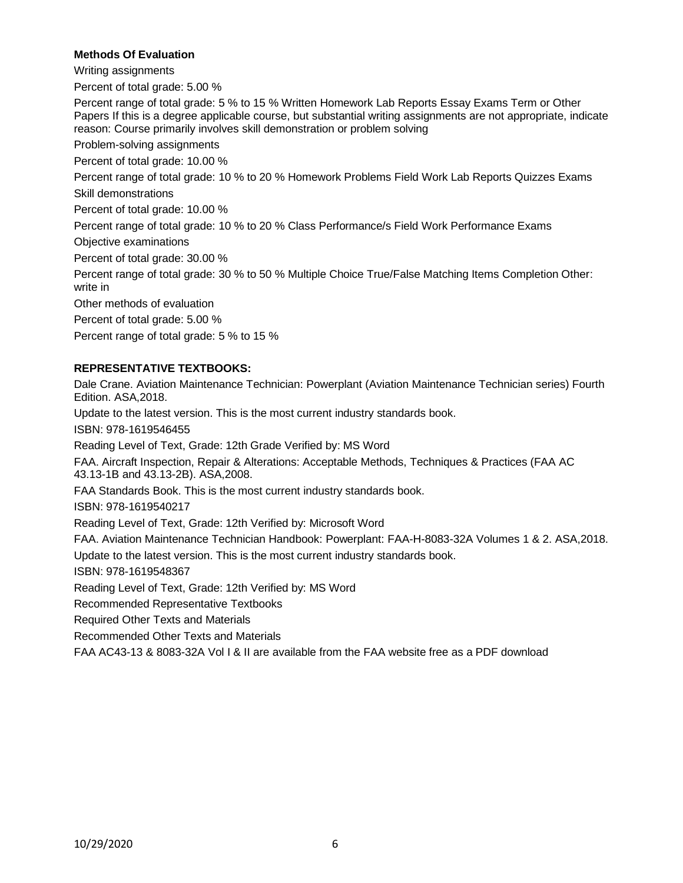**Methods Of Evaluation**

Writing assignments

Percent of total grade: 5.00 %

Percent range of total grade: 5 % to 15 % Written Homework Lab Reports Essay Exams Term or Other Papers If this is a degree applicable course, but substantial writing assignments are not appropriate, indicate reason: Course primarily involves skill demonstration or problem solving

Problem-solving assignments

Percent of total grade: 10.00 %

Percent range of total grade: 10 % to 20 % Homework Problems Field Work Lab Reports Quizzes Exams

Skill demonstrations

Percent of total grade: 10.00 %

Percent range of total grade: 10 % to 20 % Class Performance/s Field Work Performance Exams

Objective examinations

Percent of total grade: 30.00 %

Percent range of total grade: 30 % to 50 % Multiple Choice True/False Matching Items Completion Other: write in

Other methods of evaluation

Percent of total grade: 5.00 %

Percent range of total grade: 5 % to 15 %

**REPRESENTATIVE TEXTBOOKS:**

Dale Crane. Aviation Maintenance Technician: Powerplant (Aviation Maintenance Technician series) Fourth Edition. ASA,2018.

Update to the latest version. This is the most current industry standards book.

ISBN: 978-1619546455

Reading Level of Text, Grade: 12th Grade Verified by: MS Word

FAA. Aircraft Inspection, Repair & Alterations: Acceptable Methods, Techniques & Practices (FAA AC 43.13-1B and 43.13-2B). ASA,2008.

FAA Standards Book. This is the most current industry standards book.

ISBN: 978-1619540217

Reading Level of Text, Grade: 12th Verified by: Microsoft Word

FAA. Aviation Maintenance Technician Handbook: Powerplant: FAA-H-8083-32A Volumes 1 & 2. ASA,2018.

Update to the latest version. This is the most current industry standards book.

ISBN: 978-1619548367

Reading Level of Text, Grade: 12th Verified by: MS Word

Recommended Representative Textbooks

Required Other Texts and Materials

Recommended Other Texts and Materials

FAA AC43-13 & 8083-32A Vol I & II are available from the FAA website free as a PDF download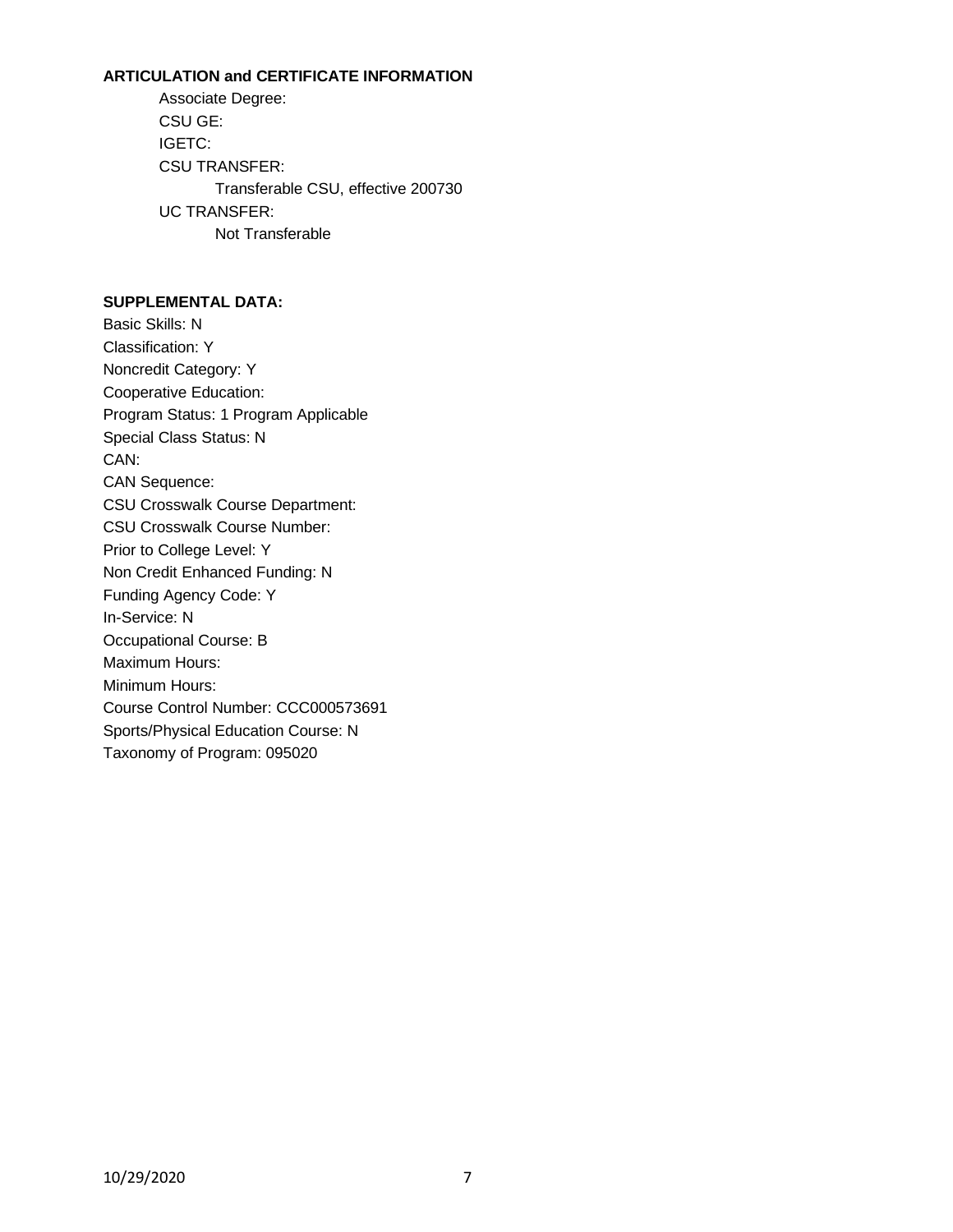**ARTICULATION and CERTIFICATE INFORMATION**

Associate Degree:

CSU GE:

IGETC:

CSU TRANSFER:

Transferable CSU, effective 200730

UC TRANSFER:

Not Transferable

**SUPPLEMENTAL DATA:**

Basic Skills: N

Classification: Y

Noncredit Category: Y

Cooperative Education:

Program Status: 1 Program Applicable

Special Class Status: N

CAN:

CAN Sequence:

CSU Crosswalk Course Department:

CSU Crosswalk Course Number:

Prior to College Level: Y

Non Credit Enhanced Funding: N

Funding Agency Code: Y

In-Service: N

Occupational Course: B

Maximum Hours:

Minimum Hours:

Course Control Number: CCC000573691

Sports/Physical Education Course: N

Taxonomy of Program: 095020